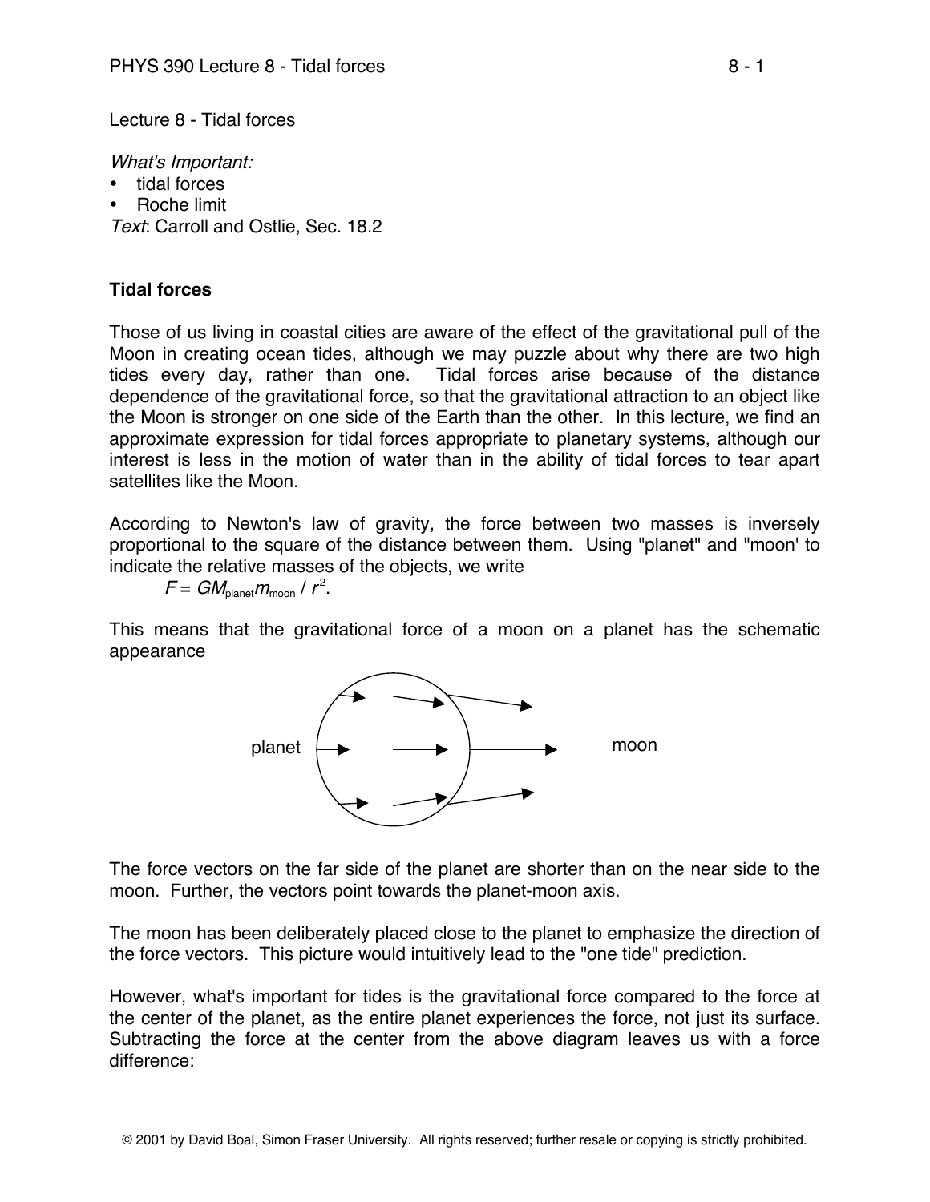Lecture 8 - Tidal forces

*What's Important:*

- tidal forces
- Roche limit

*Text*: Carroll and Ostlie, Sec. 18.2

**Tidal forces**

Those of us living in coastal cities are aware of the effect of the gravitational pull of the Moon in creating ocean tides, although we may puzzle about why there are two high tides every day, rather than one. Tidal forces arise because of the distance dependence of the gravitational force, so that the gravitational attraction to an object like the Moon is stronger on one side of the Earth than the other. In this lecture, we find an approximate expression for tidal forces appropriate to planetary systems, although our interest is less in the motion of water than in the ability of tidal forces to tear apart satellites like the Moon.

According to Newton's law of gravity, the force between two masses is inversely proportional to the square of the distance between them. Using "planet" and "moon' to indicate the relative masses of the objects, we write

$$F = GM_{\text{planet}}m_{\text{moon}} / r^2.$$

This means that the gravitational force of a moon on a planet has the schematic appearance

The force vectors on the far side of the planet are shorter than on the near side to the moon. Further, the vectors point towards the planet-moon axis.

The moon has been deliberately placed close to the planet to emphasize the direction of the force vectors. This picture would intuitively lead to the "one tide" prediction.

However, what's important for tides is the gravitational force compared to the force at the center of the planet, as the entire planet experiences the force, not just its surface. Subtracting the force at the center from the above diagram leaves us with a force difference: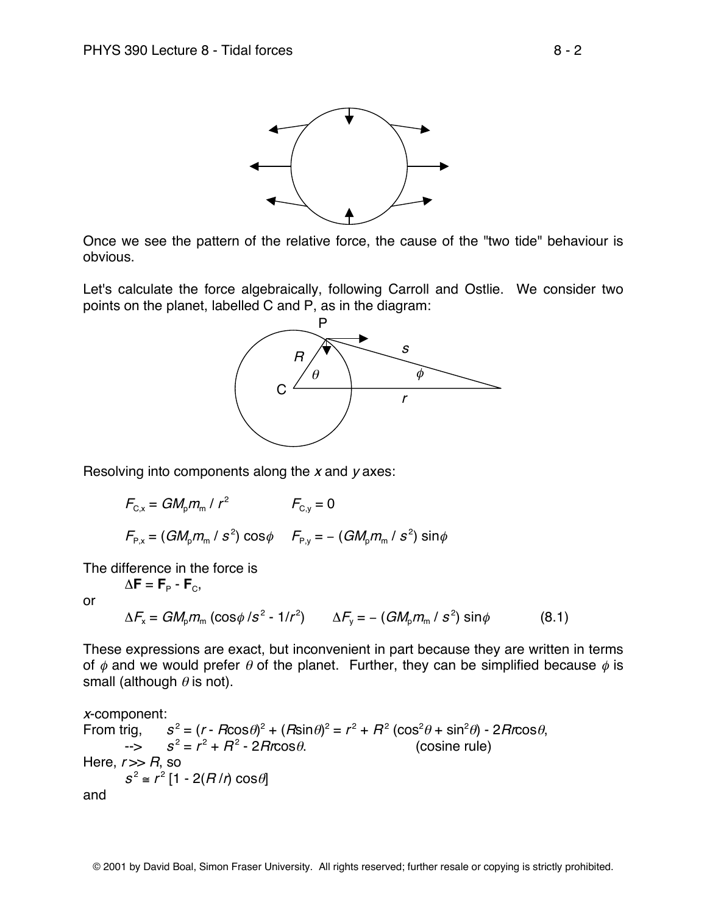Once we see the pattern of the relative force, the cause of the "two tide" behaviour is obvious.

Let's calculate the force algebraically, following Carroll and Ostlie. We consider two points on the planet, labelled C and P, as in the diagram:

Resolving into components along the $x$ and $y$ axes:

$$F_{C,x} = GM_p m_m / r^2 \qquad F_{C,y} = 0$$

$$F_{P,x} = (GM_p m_m / s^2)\cos\phi \qquad F_{P,y} = -(GM_p m_m / s^2)\sin\phi$$

The difference in the force is

$$\Delta\mathbf{F} = \mathbf{F}_P - \mathbf{F}_C,$$

or

$$\Delta F_x = GM_p m_m (\cos\phi / s^2 - 1/r^2) \qquad \Delta F_y = -(GM_p m_m / s^2)\sin\phi \qquad (8.1)$$

These expressions are exact, but inconvenient in part because they are written in terms of $\phi$ and we would prefer $\theta$ of the planet. Further, they can be simplified because $\phi$ is small (although $\theta$ is not).

*x*-component:

From trig, $s^2 = (r - R\cos\theta)^2 + (R\sin\theta)^2 = r^2 + R^2(\cos^2\theta + \sin^2\theta) - 2Rr\cos\theta$,

--> $s^2 = r^2 + R^2 - 2Rr\cos\theta$. (cosine rule)

Here, $r >> R$, so

$$s^2 \cong r^2 [1 - 2(R/r)\cos\theta]$$

and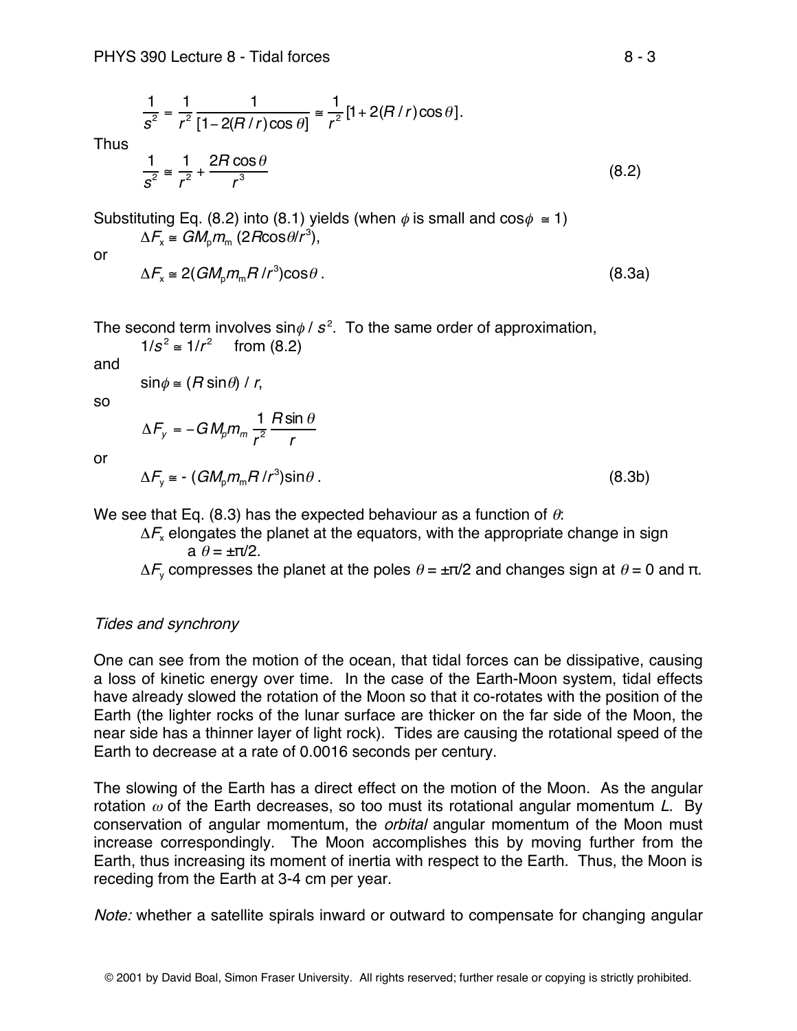$$\frac{1}{s^2} = \frac{1}{r^2}\frac{1}{[1 - 2(R/r)\cos\theta]} \cong \frac{1}{r^2}[1 + 2(R/r)\cos\theta].$$

Thus

$$\frac{1}{s^2} \cong \frac{1}{r^2} + \frac{2R\cos\theta}{r^3} \tag{8.2}$$

Substituting Eq. (8.2) into (8.1) yields (when $\phi$ is small and $\cos\phi \cong 1$)

$$\Delta F_x \cong GM_p m_m\,(2R\cos\theta/r^3),$$

or

$$\Delta F_x \cong 2(GM_p m_m R/r^3)\cos\theta\,. \tag{8.3a}$$

The second term involves $\sin\phi / s^2$. To the same order of approximation,

$1/s^2 \cong 1/r^2$ from (8.2)

and

$\sin\phi \cong (R\sin\theta) / r$,

so

$$\Delta F_y = -GM_p m_m \frac{1}{r^2}\frac{R\sin\theta}{r}$$

or

$$\Delta F_y \cong -(GM_p m_m R/r^3)\sin\theta\,. \tag{8.3b}$$

We see that Eq. (8.3) has the expected behaviour as a function of $\theta$:

$\Delta F_x$ elongates the planet at the equators, with the appropriate change in sign a $\theta = \pm\pi/2$.

$\Delta F_y$ compresses the planet at the poles $\theta = \pm\pi/2$ and changes sign at $\theta = 0$ and $\pi$.

*Tides and synchrony*

One can see from the motion of the ocean, that tidal forces can be dissipative, causing a loss of kinetic energy over time. In the case of the Earth-Moon system, tidal effects have already slowed the rotation of the Moon so that it co-rotates with the position of the Earth (the lighter rocks of the lunar surface are thicker on the far side of the Moon, the near side has a thinner layer of light rock). Tides are causing the rotational speed of the Earth to decrease at a rate of 0.0016 seconds per century.

The slowing of the Earth has a direct effect on the motion of the Moon. As the angular rotation $\omega$ of the Earth decreases, so too must its rotational angular momentum $L$. By conservation of angular momentum, the *orbital* angular momentum of the Moon must increase correspondingly. The Moon accomplishes this by moving further from the Earth, thus increasing its moment of inertia with respect to the Earth. Thus, the Moon is receding from the Earth at 3-4 cm per year.

*Note:* whether a satellite spirals inward or outward to compensate for changing angular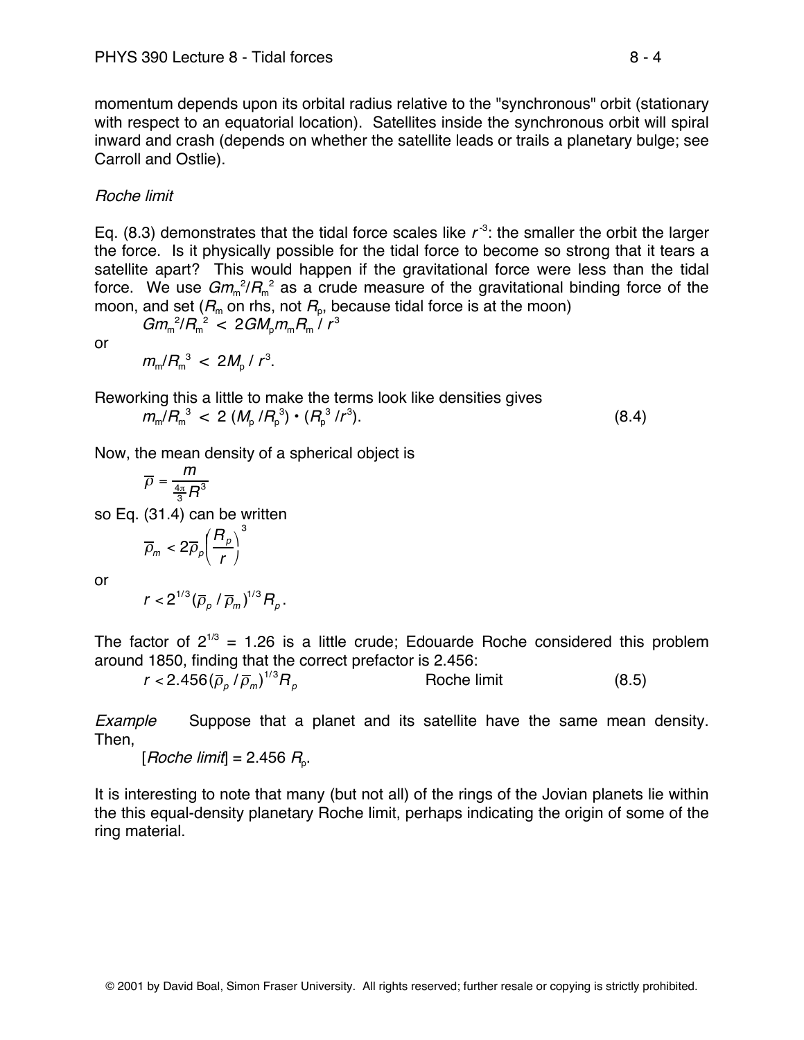momentum depends upon its orbital radius relative to the "synchronous" orbit (stationary with respect to an equatorial location). Satellites inside the synchronous orbit will spiral inward and crash (depends on whether the satellite leads or trails a planetary bulge; see Carroll and Ostlie).

*Roche limit*

Eq. (8.3) demonstrates that the tidal force scales like $r^{-3}$: the smaller the orbit the larger the force. Is it physically possible for the tidal force to become so strong that it tears a satellite apart? This would happen if the gravitational force were less than the tidal force. We use $Gm_m^2/R_m^2$ as a crude measure of the gravitational binding force of the moon, and set ($R_m$ on rhs, not $R_p$, because tidal force is at the moon)

$$Gm_m^2/R_m^2 < 2GM_p m_m R_m / r^3$$

or

$$m_m/R_m^3 < 2M_p / r^3.$$

Reworking this a little to make the terms look like densities gives

$$m_m/R_m^3 < 2\,(M_p/R_p^3) \cdot (R_p^3/r^3). \qquad (8.4)$$

Now, the mean density of a spherical object is

$$\overline{\rho} = \frac{m}{\frac{4\pi}{3}R^3}$$

so Eq. (31.4) can be written

$$\overline{\rho}_m < 2\overline{\rho}_p \left(\frac{R_p}{r}\right)^3$$

or

$$r < 2^{1/3}(\overline{\rho}_p / \overline{\rho}_m)^{1/3} R_p.$$

The factor of $2^{1/3} = 1.26$ is a little crude; Edouarde Roche considered this problem around 1850, finding that the correct prefactor is 2.456:

$$r < 2.456(\overline{\rho}_p / \overline{\rho}_m)^{1/3} R_p \qquad \text{Roche limit} \qquad (8.5)$$

*Example* Suppose that a planet and its satellite have the same mean density. Then,

[*Roche limit*] = 2.456 $R_p$.

It is interesting to note that many (but not all) of the rings of the Jovian planets lie within the this equal-density planetary Roche limit, perhaps indicating the origin of some of the ring material.